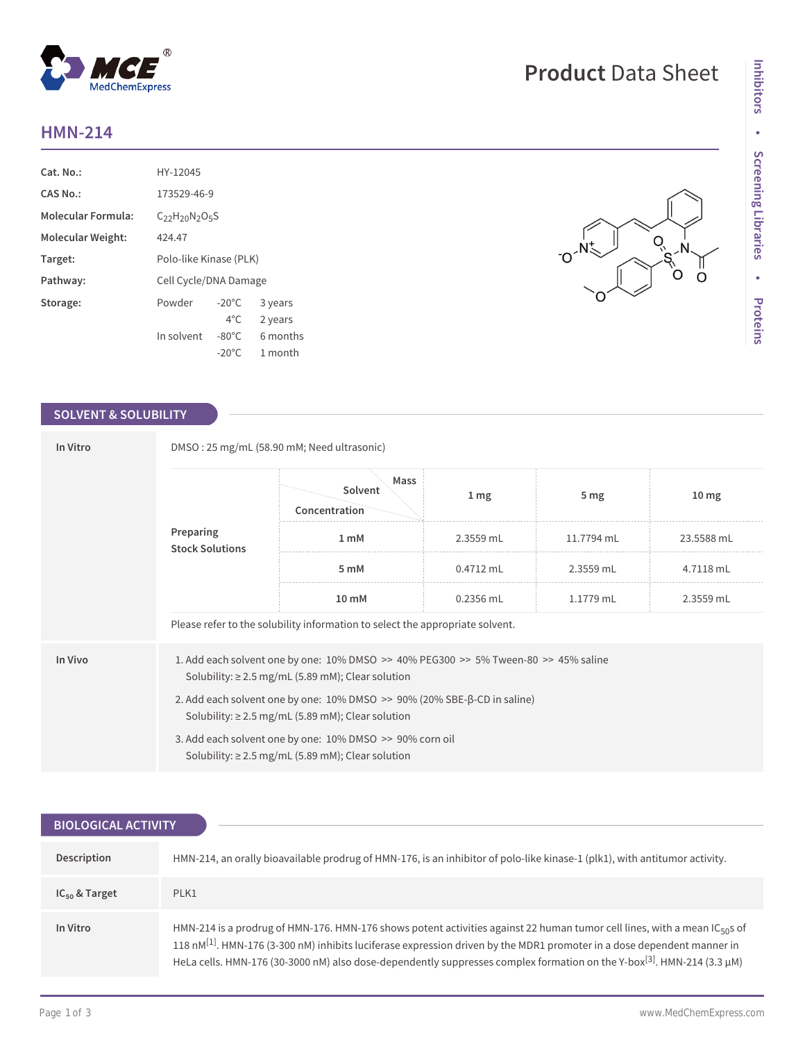# Product Data Sheet

## HMN-214

| | |
|---|---|
| **Cat. No.:** | HY-12045 |
| **CAS No.:** | 173529-46-9 |
| **Molecular Formula:** | $C_{22}H_{20}N_2O_5S$ |
| **Molecular Weight:** | 424.47 |
| **Target:** | Polo-like Kinase (PLK) |
| **Pathway:** | Cell Cycle/DNA Damage |
| **Storage:** | Powder -20°C 3 years; 4°C 2 years. In solvent -80°C 6 months; -20°C 1 month |

## SOLVENT & SOLUBILITY

**In Vitro**

DMSO : 25 mg/mL (58.90 mM; Need ultrasonic)

**Preparing Stock Solutions**

| Concentration \ Solvent \ Mass | 1 mg | 5 mg | 10 mg |
|---|---|---|---|
| 1 mM | 2.3559 mL | 11.7794 mL | 23.5588 mL |
| 5 mM | 0.4712 mL | 2.3559 mL | 4.7118 mL |
| 10 mM | 0.2356 mL | 1.1779 mL | 2.3559 mL |

Please refer to the solubility information to select the appropriate solvent.

**In Vivo**

1. Add each solvent one by one: 10% DMSO >> 40% PEG300 >> 5% Tween-80 >> 45% saline
   Solubility: ≥ 2.5 mg/mL (5.89 mM); Clear solution
2. Add each solvent one by one: 10% DMSO >> 90% (20% SBE-β-CD in saline)
   Solubility: ≥ 2.5 mg/mL (5.89 mM); Clear solution
3. Add each solvent one by one: 10% DMSO >> 90% corn oil
   Solubility: ≥ 2.5 mg/mL (5.89 mM); Clear solution

## BIOLOGICAL ACTIVITY

**Description**

HMN-214, an orally bioavailable prodrug of HMN-176, is an inhibitor of polo-like kinase-1 (plk1), with antitumor activity.

**$IC_{50}$ & Target**

PLK1

**In Vitro**

HMN-214 is a prodrug of HMN-176. HMN-176 shows potent activities against 22 human tumor cell lines, with a mean $IC_{50}$s of 118 nM[1]. HMN-176 (3-300 nM) inhibits luciferase expression driven by the MDR1 promoter in a dose dependent manner in HeLa cells. HMN-176 (30-3000 nM) also dose-dependently suppresses complex formation on the Y-box[3]. HMN-214 (3.3 μM)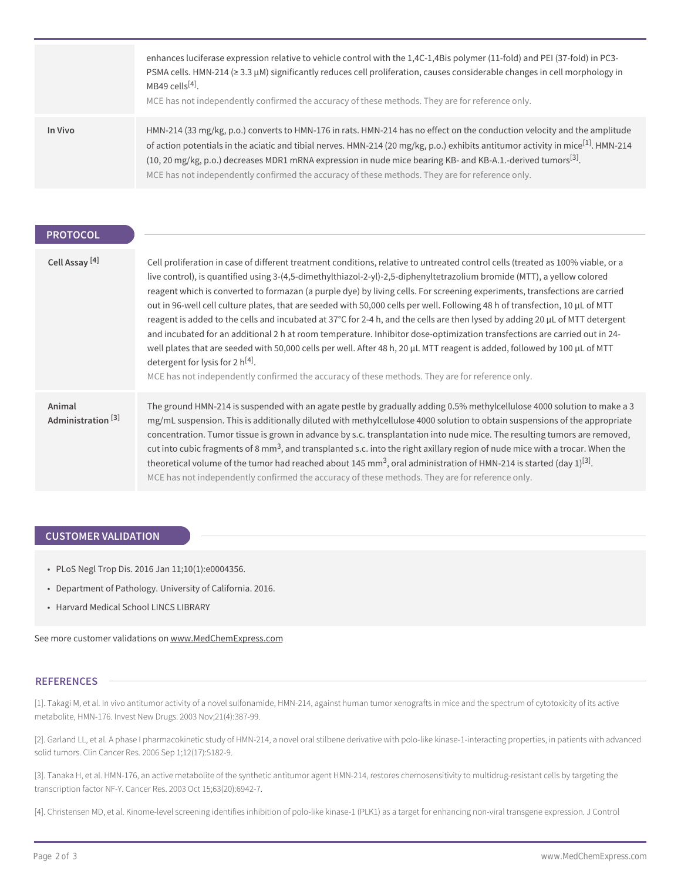| | |
|---|---|
| | enhances luciferase expression relative to vehicle control with the 1,4C-1,4Bis polymer (11-fold) and PEI (37-fold) in PC3-PSMA cells. HMN-214 (≥ 3.3 μM) significantly reduces cell proliferation, causes considerable changes in cell morphology in MB49 cells[4]. MCE has not independently confirmed the accuracy of these methods. They are for reference only. |
| **In Vivo** | HMN-214 (33 mg/kg, p.o.) converts to HMN-176 in rats. HMN-214 has no effect on the conduction velocity and the amplitude of action potentials in the aciatic and tibial nerves. HMN-214 (20 mg/kg, p.o.) exhibits antitumor activity in mice[1]. HMN-214 (10, 20 mg/kg, p.o.) decreases MDR1 mRNA expression in nude mice bearing KB- and KB-A.1.-derived tumors[3]. MCE has not independently confirmed the accuracy of these methods. They are for reference only. |

## PROTOCOL

| | |
|---|---|
| **Cell Assay [4]** | Cell proliferation in case of different treatment conditions, relative to untreated control cells (treated as 100% viable, or a live control), is quantified using 3-(4,5-dimethylthiazol-2-yl)-2,5-diphenyltetrazolium bromide (MTT), a yellow colored reagent which is converted to formazan (a purple dye) by living cells. For screening experiments, transfections are carried out in 96-well cell culture plates, that are seeded with 50,000 cells per well. Following 48 h of transfection, 10 μL of MTT reagent is added to the cells and incubated at 37°C for 2-4 h, and the cells are then lysed by adding 20 μL of MTT detergent and incubated for an additional 2 h at room temperature. Inhibitor dose-optimization transfections are carried out in 24-well plates that are seeded with 50,000 cells per well. After 48 h, 20 μL MTT reagent is added, followed by 100 μL of MTT detergent for lysis for 2 h[4]. MCE has not independently confirmed the accuracy of these methods. They are for reference only. |
| **Animal Administration [3]** | The ground HMN-214 is suspended with an agate pestle by gradually adding 0.5% methylcellulose 4000 solution to make a 3 mg/mL suspension. This is additionally diluted with methylcellulose 4000 solution to obtain suspensions of the appropriate concentration. Tumor tissue is grown in advance by s.c. transplantation into nude mice. The resulting tumors are removed, cut into cubic fragments of 8 mm$^3$, and transplanted s.c. into the right axillary region of nude mice with a trocar. When the theoretical volume of the tumor had reached about 145 mm$^3$, oral administration of HMN-214 is started (day 1)[3]. MCE has not independently confirmed the accuracy of these methods. They are for reference only. |

## CUSTOMER VALIDATION

- PLoS Negl Trop Dis. 2016 Jan 11;10(1):e0004356.
- Department of Pathology. University of California. 2016.
- Harvard Medical School LINCS LIBRARY

See more customer validations on www.MedChemExpress.com

## REFERENCES

[1]. Takagi M, et al. In vivo antitumor activity of a novel sulfonamide, HMN-214, against human tumor xenografts in mice and the spectrum of cytotoxicity of its active metabolite, HMN-176. Invest New Drugs. 2003 Nov;21(4):387-99.

[2]. Garland LL, et al. A phase I pharmacokinetic study of HMN-214, a novel oral stilbene derivative with polo-like kinase-1-interacting properties, in patients with advanced solid tumors. Clin Cancer Res. 2006 Sep 1;12(17):5182-9.

[3]. Tanaka H, et al. HMN-176, an active metabolite of the synthetic antitumor agent HMN-214, restores chemosensitivity to multidrug-resistant cells by targeting the transcription factor NF-Y. Cancer Res. 2003 Oct 15;63(20):6942-7.

[4]. Christensen MD, et al. Kinome-level screening identifies inhibition of polo-like kinase-1 (PLK1) as a target for enhancing non-viral transgene expression. J Control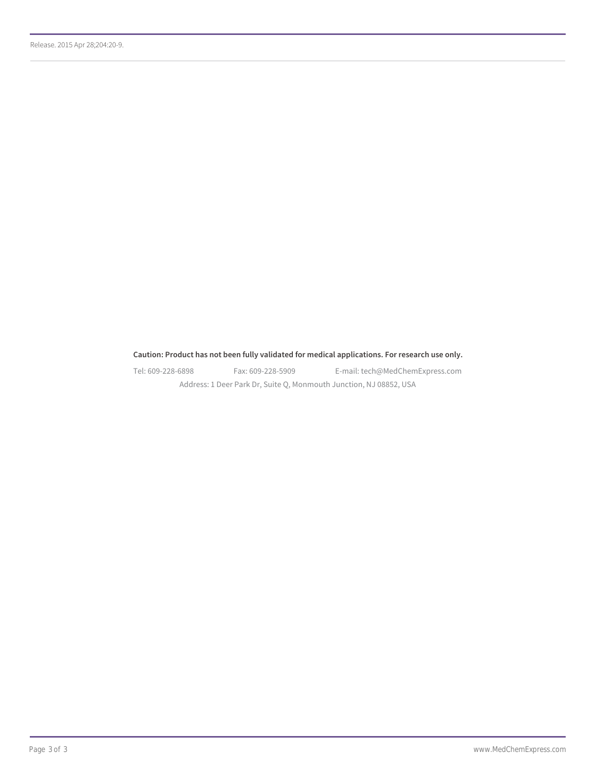Release. 2015 Apr 28;204:20-9.

**Caution: Product has not been fully validated for medical applications. For research use only.**

Tel: 609-228-6898 Fax: 609-228-5909 E-mail: tech@MedChemExpress.com

Address: 1 Deer Park Dr, Suite Q, Monmouth Junction, NJ 08852, USA